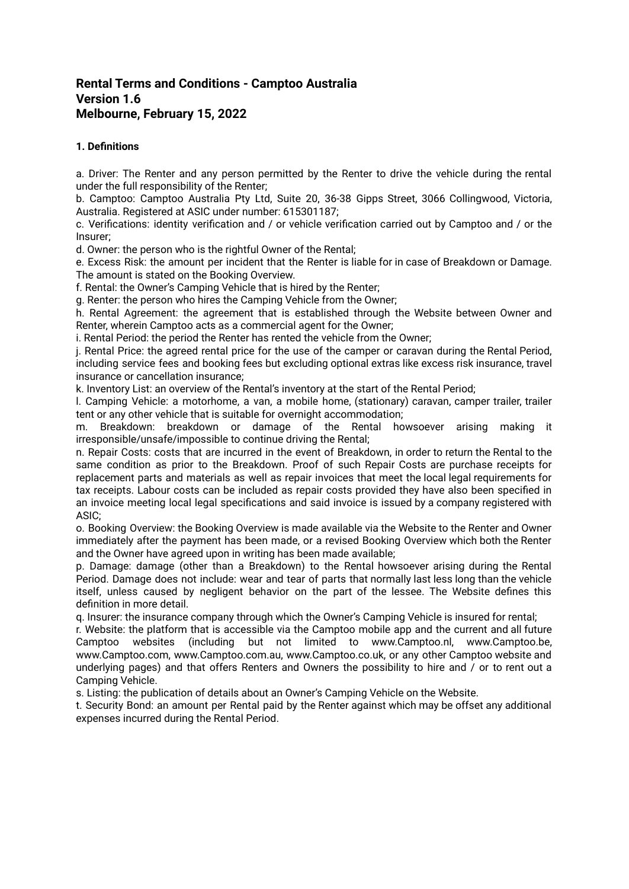# Rental Terms and Conditions - Camptoo Australia
# Version 1.6
# Melbourne, February 15, 2022

### 1. Definitions

a. Driver: The Renter and any person permitted by the Renter to drive the vehicle during the rental under the full responsibility of the Renter;
b. Camptoo: Camptoo Australia Pty Ltd, Suite 20, 36-38 Gipps Street, 3066 Collingwood, Victoria, Australia. Registered at ASIC under number: 615301187;
c. Verifications: identity verification and / or vehicle verification carried out by Camptoo and / or the Insurer;
d. Owner: the person who is the rightful Owner of the Rental;
e. Excess Risk: the amount per incident that the Renter is liable for in case of Breakdown or Damage. The amount is stated on the Booking Overview.
f. Rental: the Owner's Camping Vehicle that is hired by the Renter;
g. Renter: the person who hires the Camping Vehicle from the Owner;
h. Rental Agreement: the agreement that is established through the Website between Owner and Renter, wherein Camptoo acts as a commercial agent for the Owner;
i. Rental Period: the period the Renter has rented the vehicle from the Owner;
j. Rental Price: the agreed rental price for the use of the camper or caravan during the Rental Period, including service fees and booking fees but excluding optional extras like excess risk insurance, travel insurance or cancellation insurance;
k. Inventory List: an overview of the Rental's inventory at the start of the Rental Period;
l. Camping Vehicle: a motorhome, a van, a mobile home, (stationary) caravan, camper trailer, trailer tent or any other vehicle that is suitable for overnight accommodation;
m. Breakdown: breakdown or damage of the Rental howsoever arising making it irresponsible/unsafe/impossible to continue driving the Rental;
n. Repair Costs: costs that are incurred in the event of Breakdown, in order to return the Rental to the same condition as prior to the Breakdown. Proof of such Repair Costs are purchase receipts for replacement parts and materials as well as repair invoices that meet the local legal requirements for tax receipts. Labour costs can be included as repair costs provided they have also been specified in an invoice meeting local legal specifications and said invoice is issued by a company registered with ASIC;
o. Booking Overview: the Booking Overview is made available via the Website to the Renter and Owner immediately after the payment has been made, or a revised Booking Overview which both the Renter and the Owner have agreed upon in writing has been made available;
p. Damage: damage (other than a Breakdown) to the Rental howsoever arising during the Rental Period. Damage does not include: wear and tear of parts that normally last less long than the vehicle itself, unless caused by negligent behavior on the part of the lessee. The Website defines this definition in more detail.
q. Insurer: the insurance company through which the Owner's Camping Vehicle is insured for rental;
r. Website: the platform that is accessible via the Camptoo mobile app and the current and all future Camptoo websites (including but not limited to www.Camptoo.nl, www.Camptoo.be, www.Camptoo.com, www.Camptoo.com.au, www.Camptoo.co.uk, or any other Camptoo website and underlying pages) and that offers Renters and Owners the possibility to hire and / or to rent out a Camping Vehicle.
s. Listing: the publication of details about an Owner's Camping Vehicle on the Website.
t. Security Bond: an amount per Rental paid by the Renter against which may be offset any additional expenses incurred during the Rental Period.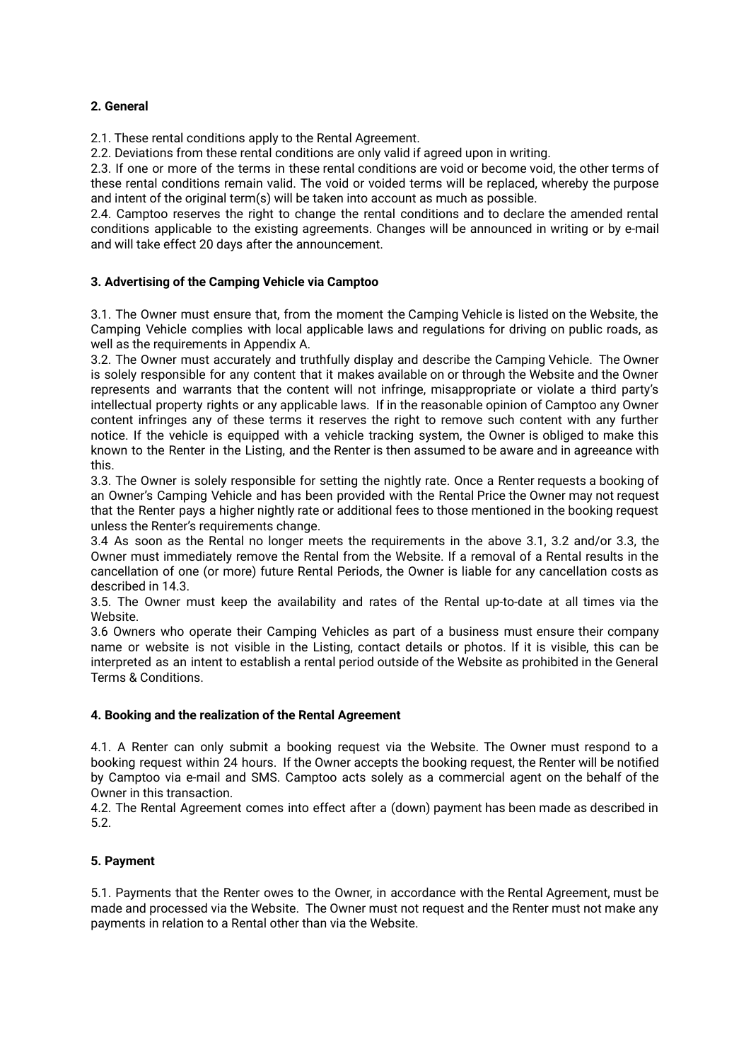**2. General**

2.1. These rental conditions apply to the Rental Agreement.

2.2. Deviations from these rental conditions are only valid if agreed upon in writing.

2.3. If one or more of the terms in these rental conditions are void or become void, the other terms of these rental conditions remain valid. The void or voided terms will be replaced, whereby the purpose and intent of the original term(s) will be taken into account as much as possible.

2.4. Camptoo reserves the right to change the rental conditions and to declare the amended rental conditions applicable to the existing agreements. Changes will be announced in writing or by e-mail and will take effect 20 days after the announcement.

**3. Advertising of the Camping Vehicle via Camptoo**

3.1. The Owner must ensure that, from the moment the Camping Vehicle is listed on the Website, the Camping Vehicle complies with local applicable laws and regulations for driving on public roads, as well as the requirements in Appendix A.

3.2. The Owner must accurately and truthfully display and describe the Camping Vehicle. The Owner is solely responsible for any content that it makes available on or through the Website and the Owner represents and warrants that the content will not infringe, misappropriate or violate a third party's intellectual property rights or any applicable laws. If in the reasonable opinion of Camptoo any Owner content infringes any of these terms it reserves the right to remove such content with any further notice. If the vehicle is equipped with a vehicle tracking system, the Owner is obliged to make this known to the Renter in the Listing, and the Renter is then assumed to be aware and in agreeance with this.

3.3. The Owner is solely responsible for setting the nightly rate. Once a Renter requests a booking of an Owner's Camping Vehicle and has been provided with the Rental Price the Owner may not request that the Renter pays a higher nightly rate or additional fees to those mentioned in the booking request unless the Renter's requirements change.

3.4 As soon as the Rental no longer meets the requirements in the above 3.1, 3.2 and/or 3.3, the Owner must immediately remove the Rental from the Website. If a removal of a Rental results in the cancellation of one (or more) future Rental Periods, the Owner is liable for any cancellation costs as described in 14.3.

3.5. The Owner must keep the availability and rates of the Rental up-to-date at all times via the Website.

3.6 Owners who operate their Camping Vehicles as part of a business must ensure their company name or website is not visible in the Listing, contact details or photos. If it is visible, this can be interpreted as an intent to establish a rental period outside of the Website as prohibited in the General Terms & Conditions.

**4. Booking and the realization of the Rental Agreement**

4.1. A Renter can only submit a booking request via the Website. The Owner must respond to a booking request within 24 hours. If the Owner accepts the booking request, the Renter will be notified by Camptoo via e-mail and SMS. Camptoo acts solely as a commercial agent on the behalf of the Owner in this transaction.

4.2. The Rental Agreement comes into effect after a (down) payment has been made as described in 5.2.

**5. Payment**

5.1. Payments that the Renter owes to the Owner, in accordance with the Rental Agreement, must be made and processed via the Website. The Owner must not request and the Renter must not make any payments in relation to a Rental other than via the Website.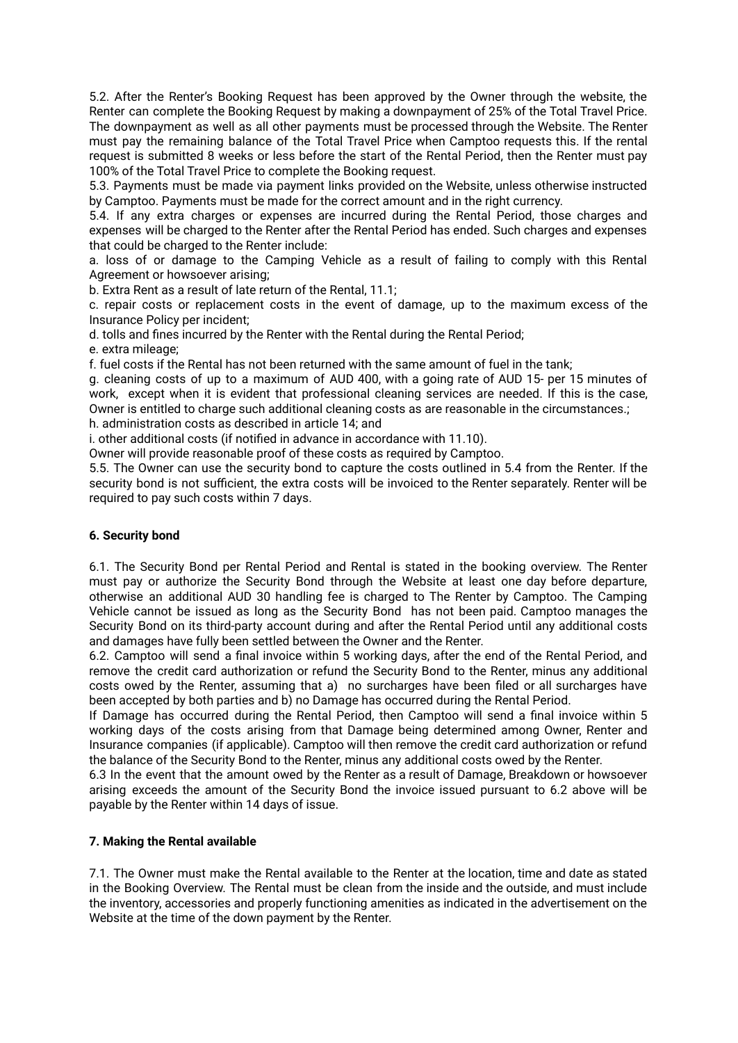5.2. After the Renter's Booking Request has been approved by the Owner through the website, the Renter can complete the Booking Request by making a downpayment of 25% of the Total Travel Price. The downpayment as well as all other payments must be processed through the Website. The Renter must pay the remaining balance of the Total Travel Price when Camptoo requests this. If the rental request is submitted 8 weeks or less before the start of the Rental Period, then the Renter must pay 100% of the Total Travel Price to complete the Booking request.

5.3. Payments must be made via payment links provided on the Website, unless otherwise instructed by Camptoo. Payments must be made for the correct amount and in the right currency.

5.4. If any extra charges or expenses are incurred during the Rental Period, those charges and expenses will be charged to the Renter after the Rental Period has ended. Such charges and expenses that could be charged to the Renter include:

a. loss of or damage to the Camping Vehicle as a result of failing to comply with this Rental Agreement or howsoever arising;

b. Extra Rent as a result of late return of the Rental, 11.1;

c. repair costs or replacement costs in the event of damage, up to the maximum excess of the Insurance Policy per incident;

d. tolls and fines incurred by the Renter with the Rental during the Rental Period;

e. extra mileage;

f. fuel costs if the Rental has not been returned with the same amount of fuel in the tank;

g. cleaning costs of up to a maximum of AUD 400, with a going rate of AUD 15- per 15 minutes of work, except when it is evident that professional cleaning services are needed. If this is the case, Owner is entitled to charge such additional cleaning costs as are reasonable in the circumstances.;

h. administration costs as described in article 14; and

i. other additional costs (if notified in advance in accordance with 11.10).

Owner will provide reasonable proof of these costs as required by Camptoo.

5.5. The Owner can use the security bond to capture the costs outlined in 5.4 from the Renter. If the security bond is not sufficient, the extra costs will be invoiced to the Renter separately. Renter will be required to pay such costs within 7 days.

**6. Security bond**

6.1. The Security Bond per Rental Period and Rental is stated in the booking overview. The Renter must pay or authorize the Security Bond through the Website at least one day before departure, otherwise an additional AUD 30 handling fee is charged to The Renter by Camptoo. The Camping Vehicle cannot be issued as long as the Security Bond has not been paid. Camptoo manages the Security Bond on its third-party account during and after the Rental Period until any additional costs and damages have fully been settled between the Owner and the Renter.

6.2. Camptoo will send a final invoice within 5 working days, after the end of the Rental Period, and remove the credit card authorization or refund the Security Bond to the Renter, minus any additional costs owed by the Renter, assuming that a) no surcharges have been filed or all surcharges have been accepted by both parties and b) no Damage has occurred during the Rental Period.

If Damage has occurred during the Rental Period, then Camptoo will send a final invoice within 5 working days of the costs arising from that Damage being determined among Owner, Renter and Insurance companies (if applicable). Camptoo will then remove the credit card authorization or refund the balance of the Security Bond to the Renter, minus any additional costs owed by the Renter.

6.3 In the event that the amount owed by the Renter as a result of Damage, Breakdown or howsoever arising exceeds the amount of the Security Bond the invoice issued pursuant to 6.2 above will be payable by the Renter within 14 days of issue.

**7. Making the Rental available**

7.1. The Owner must make the Rental available to the Renter at the location, time and date as stated in the Booking Overview. The Rental must be clean from the inside and the outside, and must include the inventory, accessories and properly functioning amenities as indicated in the advertisement on the Website at the time of the down payment by the Renter.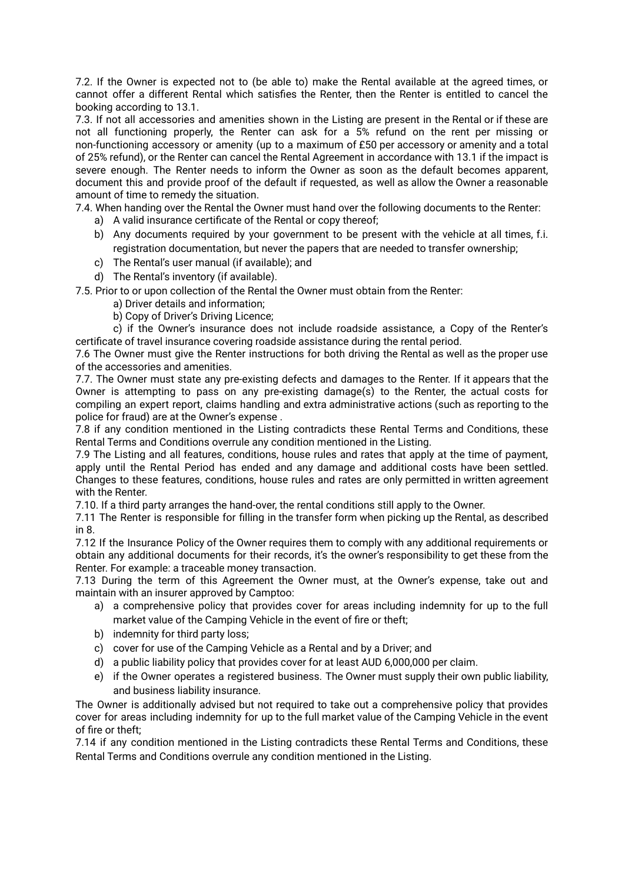7.2. If the Owner is expected not to (be able to) make the Rental available at the agreed times, or cannot offer a different Rental which satisfies the Renter, then the Renter is entitled to cancel the booking according to 13.1.

7.3. If not all accessories and amenities shown in the Listing are present in the Rental or if these are not all functioning properly, the Renter can ask for a 5% refund on the rent per missing or non-functioning accessory or amenity (up to a maximum of £50 per accessory or amenity and a total of 25% refund), or the Renter can cancel the Rental Agreement in accordance with 13.1 if the impact is severe enough. The Renter needs to inform the Owner as soon as the default becomes apparent, document this and provide proof of the default if requested, as well as allow the Owner a reasonable amount of time to remedy the situation.

7.4. When handing over the Rental the Owner must hand over the following documents to the Renter:

a) A valid insurance certificate of the Rental or copy thereof;
b) Any documents required by your government to be present with the vehicle at all times, f.i. registration documentation, but never the papers that are needed to transfer ownership;
c) The Rental's user manual (if available); and
d) The Rental's inventory (if available).

7.5. Prior to or upon collection of the Rental the Owner must obtain from the Renter:

a) Driver details and information;
b) Copy of Driver's Driving Licence;
c) if the Owner's insurance does not include roadside assistance, a Copy of the Renter's certificate of travel insurance covering roadside assistance during the rental period.

7.6 The Owner must give the Renter instructions for both driving the Rental as well as the proper use of the accessories and amenities.

7.7. The Owner must state any pre-existing defects and damages to the Renter. If it appears that the Owner is attempting to pass on any pre-existing damage(s) to the Renter, the actual costs for compiling an expert report, claims handling and extra administrative actions (such as reporting to the police for fraud) are at the Owner's expense .

7.8 if any condition mentioned in the Listing contradicts these Rental Terms and Conditions, these Rental Terms and Conditions overrule any condition mentioned in the Listing.

7.9 The Listing and all features, conditions, house rules and rates that apply at the time of payment, apply until the Rental Period has ended and any damage and additional costs have been settled. Changes to these features, conditions, house rules and rates are only permitted in written agreement with the Renter.

7.10. If a third party arranges the hand-over, the rental conditions still apply to the Owner.

7.11 The Renter is responsible for filling in the transfer form when picking up the Rental, as described in 8.

7.12 If the Insurance Policy of the Owner requires them to comply with any additional requirements or obtain any additional documents for their records, it's the owner's responsibility to get these from the Renter. For example: a traceable money transaction.

7.13 During the term of this Agreement the Owner must, at the Owner's expense, take out and maintain with an insurer approved by Camptoo:

a) a comprehensive policy that provides cover for areas including indemnity for up to the full market value of the Camping Vehicle in the event of fire or theft;
b) indemnity for third party loss;
c) cover for use of the Camping Vehicle as a Rental and by a Driver; and
d) a public liability policy that provides cover for at least AUD 6,000,000 per claim.
e) if the Owner operates a registered business. The Owner must supply their own public liability, and business liability insurance.

The Owner is additionally advised but not required to take out a comprehensive policy that provides cover for areas including indemnity for up to the full market value of the Camping Vehicle in the event of fire or theft;

7.14 if any condition mentioned in the Listing contradicts these Rental Terms and Conditions, these Rental Terms and Conditions overrule any condition mentioned in the Listing.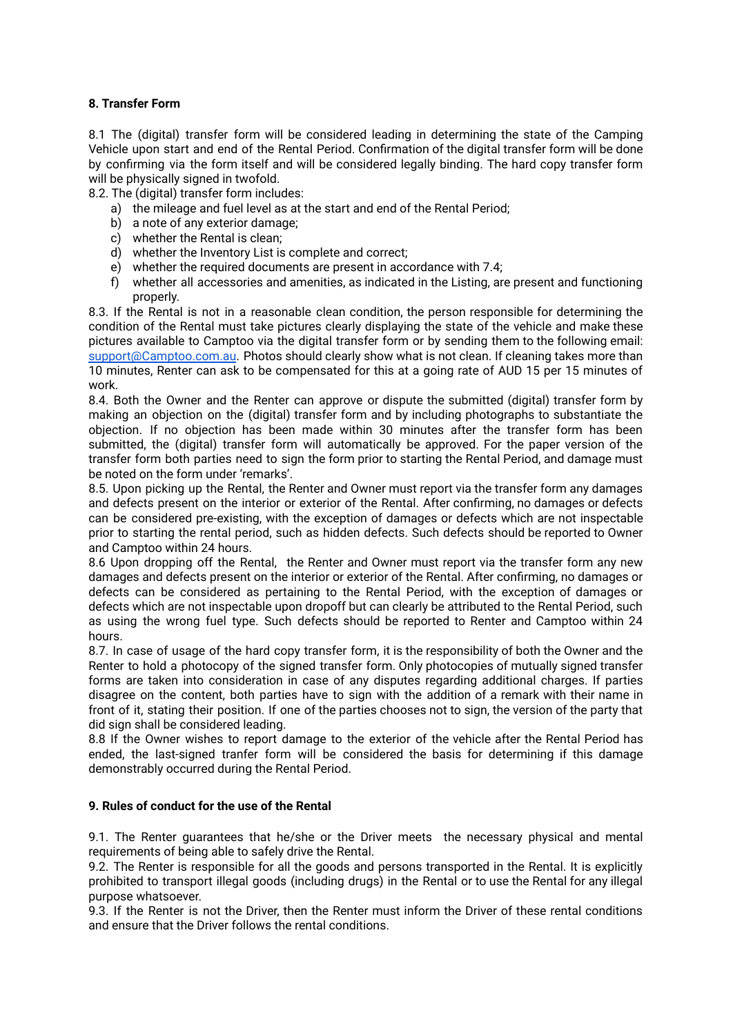**8. Transfer Form**

8.1 The (digital) transfer form will be considered leading in determining the state of the Camping Vehicle upon start and end of the Rental Period. Confirmation of the digital transfer form will be done by confirming via the form itself and will be considered legally binding. The hard copy transfer form will be physically signed in twofold.

8.2. The (digital) transfer form includes:

a) the mileage and fuel level as at the start and end of the Rental Period;
b) a note of any exterior damage;
c) whether the Rental is clean;
d) whether the Inventory List is complete and correct;
e) whether the required documents are present in accordance with 7.4;
f) whether all accessories and amenities, as indicated in the Listing, are present and functioning properly.

8.3. If the Rental is not in a reasonable clean condition, the person responsible for determining the condition of the Rental must take pictures clearly displaying the state of the vehicle and make these pictures available to Camptoo via the digital transfer form or by sending them to the following email: support@Camptoo.com.au. Photos should clearly show what is not clean. If cleaning takes more than 10 minutes, Renter can ask to be compensated for this at a going rate of AUD 15 per 15 minutes of work.

8.4. Both the Owner and the Renter can approve or dispute the submitted (digital) transfer form by making an objection on the (digital) transfer form and by including photographs to substantiate the objection. If no objection has been made within 30 minutes after the transfer form has been submitted, the (digital) transfer form will automatically be approved. For the paper version of the transfer form both parties need to sign the form prior to starting the Rental Period, and damage must be noted on the form under 'remarks'.

8.5. Upon picking up the Rental, the Renter and Owner must report via the transfer form any damages and defects present on the interior or exterior of the Rental. After confirming, no damages or defects can be considered pre-existing, with the exception of damages or defects which are not inspectable prior to starting the rental period, such as hidden defects. Such defects should be reported to Owner and Camptoo within 24 hours.

8.6 Upon dropping off the Rental, the Renter and Owner must report via the transfer form any new damages and defects present on the interior or exterior of the Rental. After confirming, no damages or defects can be considered as pertaining to the Rental Period, with the exception of damages or defects which are not inspectable upon dropoff but can clearly be attributed to the Rental Period, such as using the wrong fuel type. Such defects should be reported to Renter and Camptoo within 24 hours.

8.7. In case of usage of the hard copy transfer form, it is the responsibility of both the Owner and the Renter to hold a photocopy of the signed transfer form. Only photocopies of mutually signed transfer forms are taken into consideration in case of any disputes regarding additional charges. If parties disagree on the content, both parties have to sign with the addition of a remark with their name in front of it, stating their position. If one of the parties chooses not to sign, the version of the party that did sign shall be considered leading.

8.8 If the Owner wishes to report damage to the exterior of the vehicle after the Rental Period has ended, the last-signed tranfer form will be considered the basis for determining if this damage demonstrably occurred during the Rental Period.

**9. Rules of conduct for the use of the Rental**

9.1. The Renter guarantees that he/she or the Driver meets the necessary physical and mental requirements of being able to safely drive the Rental.

9.2. The Renter is responsible for all the goods and persons transported in the Rental. It is explicitly prohibited to transport illegal goods (including drugs) in the Rental or to use the Rental for any illegal purpose whatsoever.

9.3. If the Renter is not the Driver, then the Renter must inform the Driver of these rental conditions and ensure that the Driver follows the rental conditions.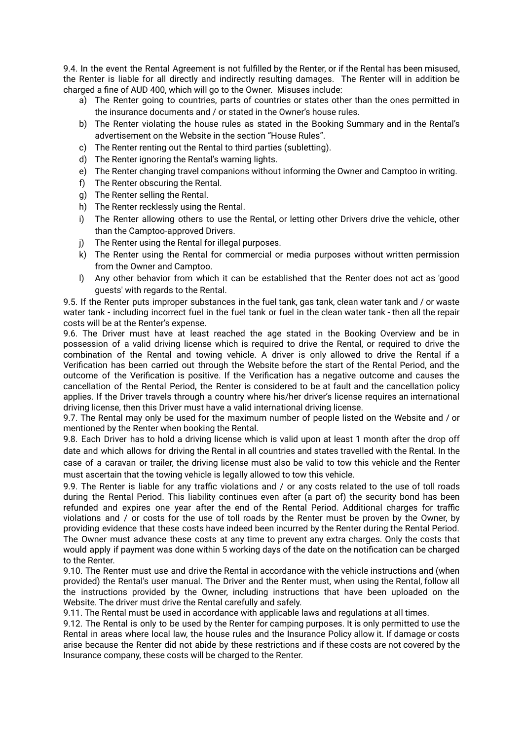9.4. In the event the Rental Agreement is not fulfilled by the Renter, or if the Rental has been misused, the Renter is liable for all directly and indirectly resulting damages. The Renter will in addition be charged a fine of AUD 400, which will go to the Owner. Misuses include:

a) The Renter going to countries, parts of countries or states other than the ones permitted in the insurance documents and / or stated in the Owner's house rules.
b) The Renter violating the house rules as stated in the Booking Summary and in the Rental's advertisement on the Website in the section "House Rules".
c) The Renter renting out the Rental to third parties (subletting).
d) The Renter ignoring the Rental's warning lights.
e) The Renter changing travel companions without informing the Owner and Camptoo in writing.
f) The Renter obscuring the Rental.
g) The Renter selling the Rental.
h) The Renter recklessly using the Rental.
i) The Renter allowing others to use the Rental, or letting other Drivers drive the vehicle, other than the Camptoo-approved Drivers.
j) The Renter using the Rental for illegal purposes.
k) The Renter using the Rental for commercial or media purposes without written permission from the Owner and Camptoo.
l) Any other behavior from which it can be established that the Renter does not act as 'good guests' with regards to the Rental.

9.5. If the Renter puts improper substances in the fuel tank, gas tank, clean water tank and / or waste water tank - including incorrect fuel in the fuel tank or fuel in the clean water tank - then all the repair costs will be at the Renter's expense.

9.6. The Driver must have at least reached the age stated in the Booking Overview and be in possession of a valid driving license which is required to drive the Rental, or required to drive the combination of the Rental and towing vehicle. A driver is only allowed to drive the Rental if a Verification has been carried out through the Website before the start of the Rental Period, and the outcome of the Verification is positive. If the Verification has a negative outcome and causes the cancellation of the Rental Period, the Renter is considered to be at fault and the cancellation policy applies. If the Driver travels through a country where his/her driver's license requires an international driving license, then this Driver must have a valid international driving license.

9.7. The Rental may only be used for the maximum number of people listed on the Website and / or mentioned by the Renter when booking the Rental.

9.8. Each Driver has to hold a driving license which is valid upon at least 1 month after the drop off date and which allows for driving the Rental in all countries and states travelled with the Rental. In the case of a caravan or trailer, the driving license must also be valid to tow this vehicle and the Renter must ascertain that the towing vehicle is legally allowed to tow this vehicle.

9.9. The Renter is liable for any traffic violations and / or any costs related to the use of toll roads during the Rental Period. This liability continues even after (a part of) the security bond has been refunded and expires one year after the end of the Rental Period. Additional charges for traffic violations and / or costs for the use of toll roads by the Renter must be proven by the Owner, by providing evidence that these costs have indeed been incurred by the Renter during the Rental Period. The Owner must advance these costs at any time to prevent any extra charges. Only the costs that would apply if payment was done within 5 working days of the date on the notification can be charged to the Renter.

9.10. The Renter must use and drive the Rental in accordance with the vehicle instructions and (when provided) the Rental's user manual. The Driver and the Renter must, when using the Rental, follow all the instructions provided by the Owner, including instructions that have been uploaded on the Website. The driver must drive the Rental carefully and safely.

9.11. The Rental must be used in accordance with applicable laws and regulations at all times.

9.12. The Rental is only to be used by the Renter for camping purposes. It is only permitted to use the Rental in areas where local law, the house rules and the Insurance Policy allow it. If damage or costs arise because the Renter did not abide by these restrictions and if these costs are not covered by the Insurance company, these costs will be charged to the Renter.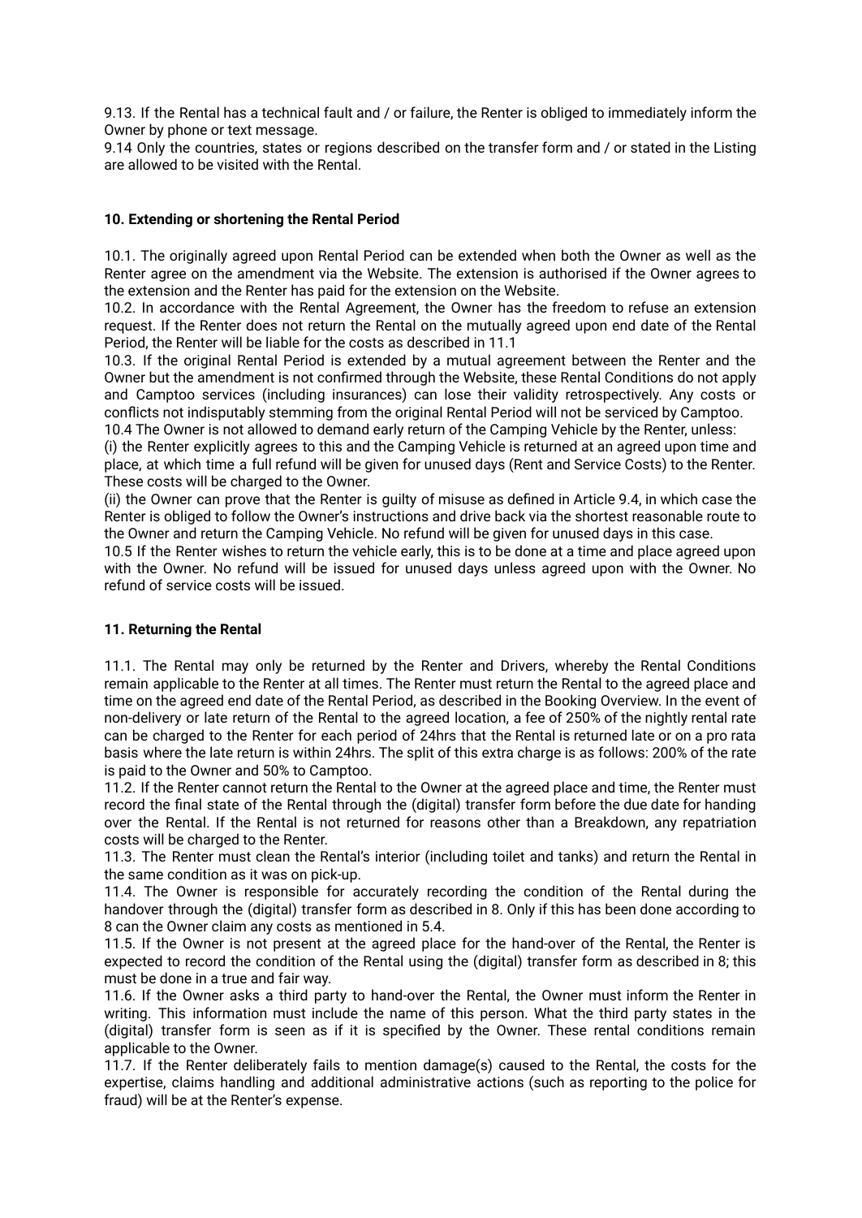9.13. If the Rental has a technical fault and / or failure, the Renter is obliged to immediately inform the Owner by phone or text message.

9.14 Only the countries, states or regions described on the transfer form and / or stated in the Listing are allowed to be visited with the Rental.

### 10. Extending or shortening the Rental Period

10.1. The originally agreed upon Rental Period can be extended when both the Owner as well as the Renter agree on the amendment via the Website. The extension is authorised if the Owner agrees to the extension and the Renter has paid for the extension on the Website.

10.2. In accordance with the Rental Agreement, the Owner has the freedom to refuse an extension request. If the Renter does not return the Rental on the mutually agreed upon end date of the Rental Period, the Renter will be liable for the costs as described in 11.1

10.3. If the original Rental Period is extended by a mutual agreement between the Renter and the Owner but the amendment is not confirmed through the Website, these Rental Conditions do not apply and Camptoo services (including insurances) can lose their validity retrospectively. Any costs or conflicts not indisputably stemming from the original Rental Period will not be serviced by Camptoo.

10.4 The Owner is not allowed to demand early return of the Camping Vehicle by the Renter, unless:

(i) the Renter explicitly agrees to this and the Camping Vehicle is returned at an agreed upon time and place, at which time a full refund will be given for unused days (Rent and Service Costs) to the Renter. These costs will be charged to the Owner.

(ii) the Owner can prove that the Renter is guilty of misuse as defined in Article 9.4, in which case the Renter is obliged to follow the Owner's instructions and drive back via the shortest reasonable route to the Owner and return the Camping Vehicle. No refund will be given for unused days in this case.

10.5 If the Renter wishes to return the vehicle early, this is to be done at a time and place agreed upon with the Owner. No refund will be issued for unused days unless agreed upon with the Owner. No refund of service costs will be issued.

### 11. Returning the Rental

11.1. The Rental may only be returned by the Renter and Drivers, whereby the Rental Conditions remain applicable to the Renter at all times. The Renter must return the Rental to the agreed place and time on the agreed end date of the Rental Period, as described in the Booking Overview. In the event of non-delivery or late return of the Rental to the agreed location, a fee of 250% of the nightly rental rate can be charged to the Renter for each period of 24hrs that the Rental is returned late or on a pro rata basis where the late return is within 24hrs. The split of this extra charge is as follows: 200% of the rate is paid to the Owner and 50% to Camptoo.

11.2. If the Renter cannot return the Rental to the Owner at the agreed place and time, the Renter must record the final state of the Rental through the (digital) transfer form before the due date for handing over the Rental. If the Rental is not returned for reasons other than a Breakdown, any repatriation costs will be charged to the Renter.

11.3. The Renter must clean the Rental's interior (including toilet and tanks) and return the Rental in the same condition as it was on pick-up.

11.4. The Owner is responsible for accurately recording the condition of the Rental during the handover through the (digital) transfer form as described in 8. Only if this has been done according to 8 can the Owner claim any costs as mentioned in 5.4.

11.5. If the Owner is not present at the agreed place for the hand-over of the Rental, the Renter is expected to record the condition of the Rental using the (digital) transfer form as described in 8; this must be done in a true and fair way.

11.6. If the Owner asks a third party to hand-over the Rental, the Owner must inform the Renter in writing. This information must include the name of this person. What the third party states in the (digital) transfer form is seen as if it is specified by the Owner. These rental conditions remain applicable to the Owner.

11.7. If the Renter deliberately fails to mention damage(s) caused to the Rental, the costs for the expertise, claims handling and additional administrative actions (such as reporting to the police for fraud) will be at the Renter's expense.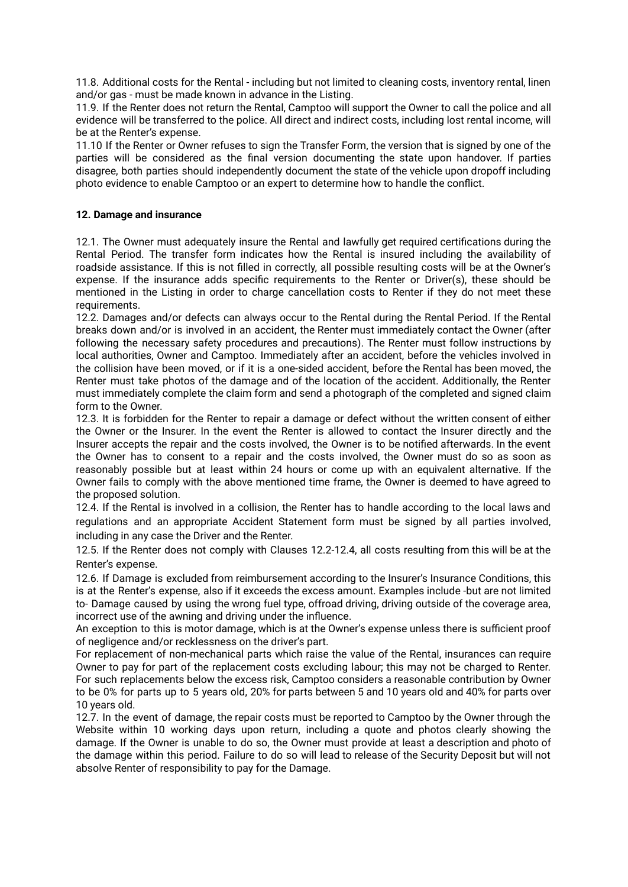11.8. Additional costs for the Rental - including but not limited to cleaning costs, inventory rental, linen and/or gas - must be made known in advance in the Listing.

11.9. If the Renter does not return the Rental, Camptoo will support the Owner to call the police and all evidence will be transferred to the police. All direct and indirect costs, including lost rental income, will be at the Renter's expense.

11.10 If the Renter or Owner refuses to sign the Transfer Form, the version that is signed by one of the parties will be considered as the final version documenting the state upon handover. If parties disagree, both parties should independently document the state of the vehicle upon dropoff including photo evidence to enable Camptoo or an expert to determine how to handle the conflict.

**12. Damage and insurance**

12.1. The Owner must adequately insure the Rental and lawfully get required certifications during the Rental Period. The transfer form indicates how the Rental is insured including the availability of roadside assistance. If this is not filled in correctly, all possible resulting costs will be at the Owner's expense. If the insurance adds specific requirements to the Renter or Driver(s), these should be mentioned in the Listing in order to charge cancellation costs to Renter if they do not meet these requirements.

12.2. Damages and/or defects can always occur to the Rental during the Rental Period. If the Rental breaks down and/or is involved in an accident, the Renter must immediately contact the Owner (after following the necessary safety procedures and precautions). The Renter must follow instructions by local authorities, Owner and Camptoo. Immediately after an accident, before the vehicles involved in the collision have been moved, or if it is a one-sided accident, before the Rental has been moved, the Renter must take photos of the damage and of the location of the accident. Additionally, the Renter must immediately complete the claim form and send a photograph of the completed and signed claim form to the Owner.

12.3. It is forbidden for the Renter to repair a damage or defect without the written consent of either the Owner or the Insurer. In the event the Renter is allowed to contact the Insurer directly and the Insurer accepts the repair and the costs involved, the Owner is to be notified afterwards. In the event the Owner has to consent to a repair and the costs involved, the Owner must do so as soon as reasonably possible but at least within 24 hours or come up with an equivalent alternative. If the Owner fails to comply with the above mentioned time frame, the Owner is deemed to have agreed to the proposed solution.

12.4. If the Rental is involved in a collision, the Renter has to handle according to the local laws and regulations and an appropriate Accident Statement form must be signed by all parties involved, including in any case the Driver and the Renter.

12.5. If the Renter does not comply with Clauses 12.2-12.4, all costs resulting from this will be at the Renter's expense.

12.6. If Damage is excluded from reimbursement according to the Insurer's Insurance Conditions, this is at the Renter's expense, also if it exceeds the excess amount. Examples include -but are not limited to- Damage caused by using the wrong fuel type, offroad driving, driving outside of the coverage area, incorrect use of the awning and driving under the influence.

An exception to this is motor damage, which is at the Owner's expense unless there is sufficient proof of negligence and/or recklessness on the driver's part.

For replacement of non-mechanical parts which raise the value of the Rental, insurances can require Owner to pay for part of the replacement costs excluding labour; this may not be charged to Renter. For such replacements below the excess risk, Camptoo considers a reasonable contribution by Owner to be 0% for parts up to 5 years old, 20% for parts between 5 and 10 years old and 40% for parts over 10 years old.

12.7. In the event of damage, the repair costs must be reported to Camptoo by the Owner through the Website within 10 working days upon return, including a quote and photos clearly showing the damage. If the Owner is unable to do so, the Owner must provide at least a description and photo of the damage within this period. Failure to do so will lead to release of the Security Deposit but will not absolve Renter of responsibility to pay for the Damage.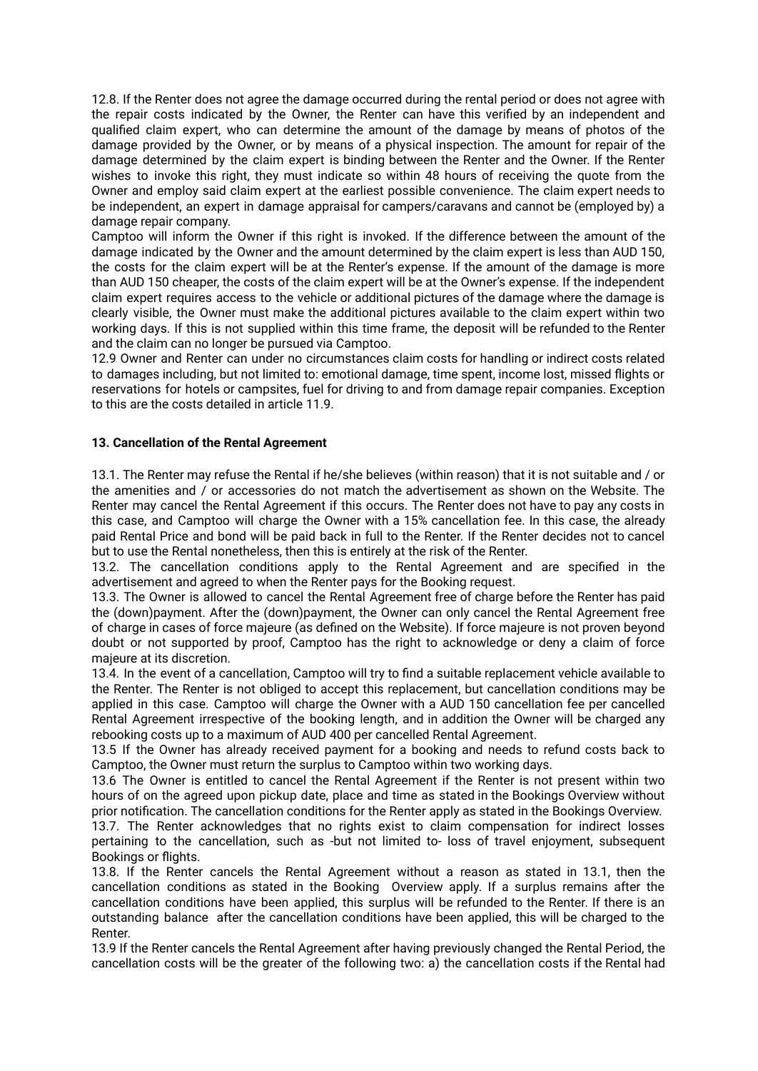12.8. If the Renter does not agree the damage occurred during the rental period or does not agree with the repair costs indicated by the Owner, the Renter can have this verified by an independent and qualified claim expert, who can determine the amount of the damage by means of photos of the damage provided by the Owner, or by means of a physical inspection. The amount for repair of the damage determined by the claim expert is binding between the Renter and the Owner. If the Renter wishes to invoke this right, they must indicate so within 48 hours of receiving the quote from the Owner and employ said claim expert at the earliest possible convenience. The claim expert needs to be independent, an expert in damage appraisal for campers/caravans and cannot be (employed by) a damage repair company.

Camptoo will inform the Owner if this right is invoked. If the difference between the amount of the damage indicated by the Owner and the amount determined by the claim expert is less than AUD 150, the costs for the claim expert will be at the Renter's expense. If the amount of the damage is more than AUD 150 cheaper, the costs of the claim expert will be at the Owner's expense. If the independent claim expert requires access to the vehicle or additional pictures of the damage where the damage is clearly visible, the Owner must make the additional pictures available to the claim expert within two working days. If this is not supplied within this time frame, the deposit will be refunded to the Renter and the claim can no longer be pursued via Camptoo.

12.9 Owner and Renter can under no circumstances claim costs for handling or indirect costs related to damages including, but not limited to: emotional damage, time spent, income lost, missed flights or reservations for hotels or campsites, fuel for driving to and from damage repair companies. Exception to this are the costs detailed in article 11.9.

**13. Cancellation of the Rental Agreement**

13.1. The Renter may refuse the Rental if he/she believes (within reason) that it is not suitable and / or the amenities and / or accessories do not match the advertisement as shown on the Website. The Renter may cancel the Rental Agreement if this occurs. The Renter does not have to pay any costs in this case, and Camptoo will charge the Owner with a 15% cancellation fee. In this case, the already paid Rental Price and bond will be paid back in full to the Renter. If the Renter decides not to cancel but to use the Rental nonetheless, then this is entirely at the risk of the Renter.

13.2. The cancellation conditions apply to the Rental Agreement and are specified in the advertisement and agreed to when the Renter pays for the Booking request.

13.3. The Owner is allowed to cancel the Rental Agreement free of charge before the Renter has paid the (down)payment. After the (down)payment, the Owner can only cancel the Rental Agreement free of charge in cases of force majeure (as defined on the Website). If force majeure is not proven beyond doubt or not supported by proof, Camptoo has the right to acknowledge or deny a claim of force majeure at its discretion.

13.4. In the event of a cancellation, Camptoo will try to find a suitable replacement vehicle available to the Renter. The Renter is not obliged to accept this replacement, but cancellation conditions may be applied in this case. Camptoo will charge the Owner with a AUD 150 cancellation fee per cancelled Rental Agreement irrespective of the booking length, and in addition the Owner will be charged any rebooking costs up to a maximum of AUD 400 per cancelled Rental Agreement.

13.5 If the Owner has already received payment for a booking and needs to refund costs back to Camptoo, the Owner must return the surplus to Camptoo within two working days.

13.6 The Owner is entitled to cancel the Rental Agreement if the Renter is not present within two hours of on the agreed upon pickup date, place and time as stated in the Bookings Overview without prior notification. The cancellation conditions for the Renter apply as stated in the Bookings Overview.

13.7. The Renter acknowledges that no rights exist to claim compensation for indirect losses pertaining to the cancellation, such as -but not limited to- loss of travel enjoyment, subsequent Bookings or flights.

13.8. If the Renter cancels the Rental Agreement without a reason as stated in 13.1, then the cancellation conditions as stated in the Booking Overview apply. If a surplus remains after the cancellation conditions have been applied, this surplus will be refunded to the Renter. If there is an outstanding balance after the cancellation conditions have been applied, this will be charged to the Renter.

13.9 If the Renter cancels the Rental Agreement after having previously changed the Rental Period, the cancellation costs will be the greater of the following two: a) the cancellation costs if the Rental had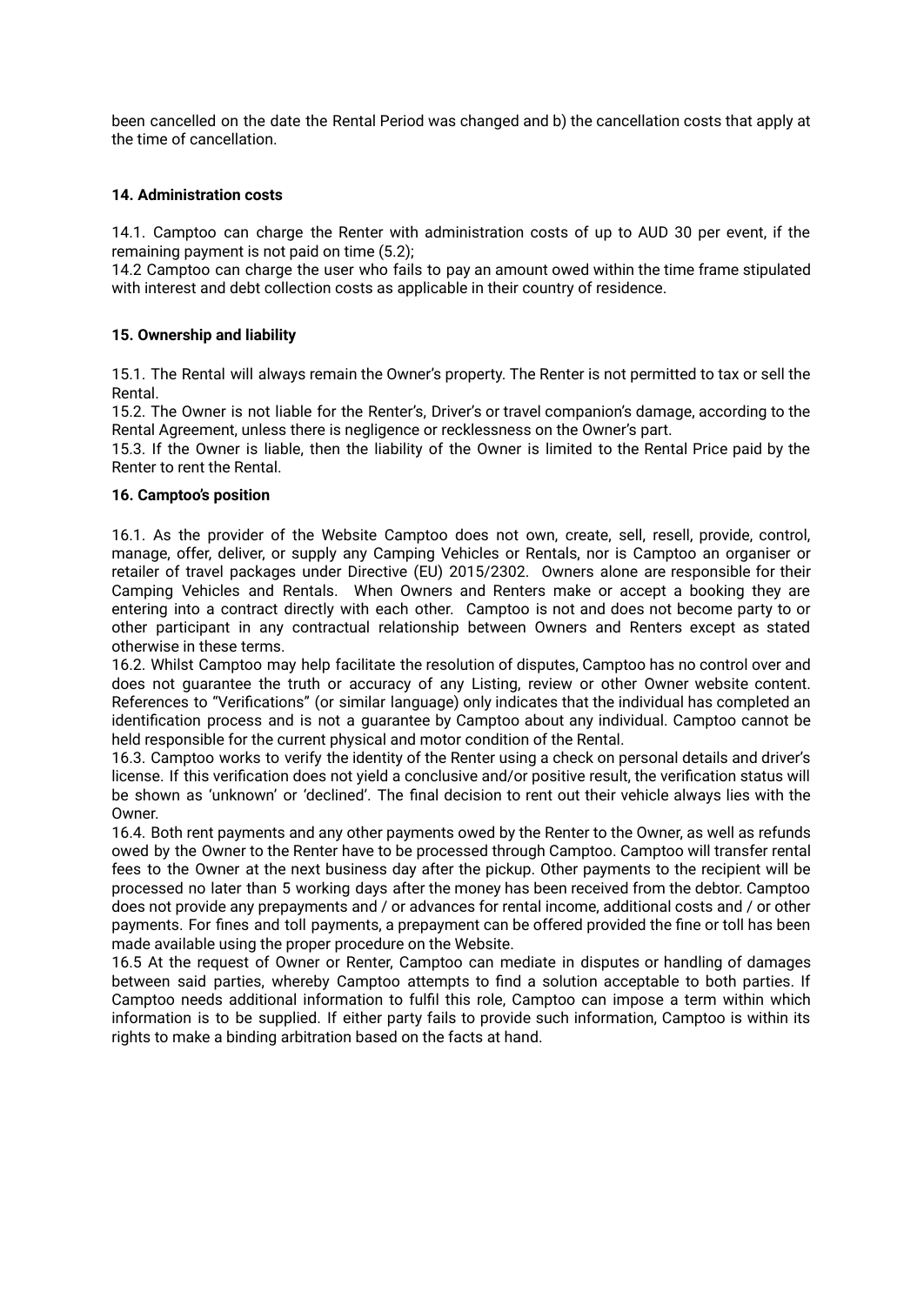been cancelled on the date the Rental Period was changed and b) the cancellation costs that apply at the time of cancellation.

### 14. Administration costs

14.1. Camptoo can charge the Renter with administration costs of up to AUD 30 per event, if the remaining payment is not paid on time (5.2);
14.2 Camptoo can charge the user who fails to pay an amount owed within the time frame stipulated with interest and debt collection costs as applicable in their country of residence.

### 15. Ownership and liability

15.1. The Rental will always remain the Owner's property. The Renter is not permitted to tax or sell the Rental.
15.2. The Owner is not liable for the Renter's, Driver's or travel companion's damage, according to the Rental Agreement, unless there is negligence or recklessness on the Owner's part.
15.3. If the Owner is liable, then the liability of the Owner is limited to the Rental Price paid by the Renter to rent the Rental.

### 16. Camptoo's position

16.1. As the provider of the Website Camptoo does not own, create, sell, resell, provide, control, manage, offer, deliver, or supply any Camping Vehicles or Rentals, nor is Camptoo an organiser or retailer of travel packages under Directive (EU) 2015/2302. Owners alone are responsible for their Camping Vehicles and Rentals. When Owners and Renters make or accept a booking they are entering into a contract directly with each other. Camptoo is not and does not become party to or other participant in any contractual relationship between Owners and Renters except as stated otherwise in these terms.
16.2. Whilst Camptoo may help facilitate the resolution of disputes, Camptoo has no control over and does not guarantee the truth or accuracy of any Listing, review or other Owner website content. References to "Verifications" (or similar language) only indicates that the individual has completed an identification process and is not a guarantee by Camptoo about any individual. Camptoo cannot be held responsible for the current physical and motor condition of the Rental.
16.3. Camptoo works to verify the identity of the Renter using a check on personal details and driver's license. If this verification does not yield a conclusive and/or positive result, the verification status will be shown as 'unknown' or 'declined'. The final decision to rent out their vehicle always lies with the Owner.
16.4. Both rent payments and any other payments owed by the Renter to the Owner, as well as refunds owed by the Owner to the Renter have to be processed through Camptoo. Camptoo will transfer rental fees to the Owner at the next business day after the pickup. Other payments to the recipient will be processed no later than 5 working days after the money has been received from the debtor. Camptoo does not provide any prepayments and / or advances for rental income, additional costs and / or other payments. For fines and toll payments, a prepayment can be offered provided the fine or toll has been made available using the proper procedure on the Website.
16.5 At the request of Owner or Renter, Camptoo can mediate in disputes or handling of damages between said parties, whereby Camptoo attempts to find a solution acceptable to both parties. If Camptoo needs additional information to fulfil this role, Camptoo can impose a term within which information is to be supplied. If either party fails to provide such information, Camptoo is within its rights to make a binding arbitration based on the facts at hand.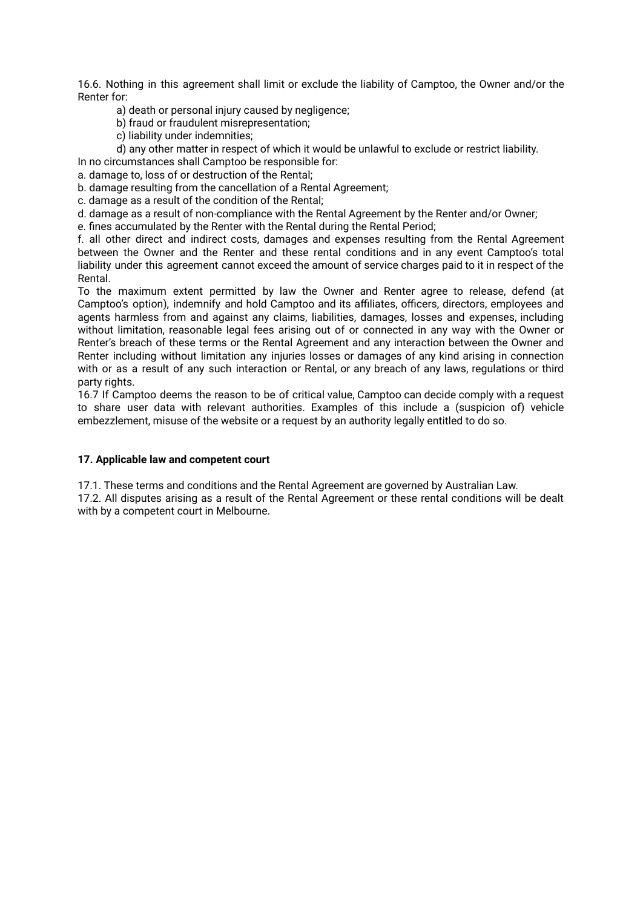16.6. Nothing in this agreement shall limit or exclude the liability of Camptoo, the Owner and/or the Renter for:

a) death or personal injury caused by negligence;

b) fraud or fraudulent misrepresentation;

c) liability under indemnities;

d) any other matter in respect of which it would be unlawful to exclude or restrict liability.

In no circumstances shall Camptoo be responsible for:

a. damage to, loss of or destruction of the Rental;

b. damage resulting from the cancellation of a Rental Agreement;

c. damage as a result of the condition of the Rental;

d. damage as a result of non-compliance with the Rental Agreement by the Renter and/or Owner;

e. fines accumulated by the Renter with the Rental during the Rental Period;

f. all other direct and indirect costs, damages and expenses resulting from the Rental Agreement between the Owner and the Renter and these rental conditions and in any event Camptoo's total liability under this agreement cannot exceed the amount of service charges paid to it in respect of the Rental.

To the maximum extent permitted by law the Owner and Renter agree to release, defend (at Camptoo's option), indemnify and hold Camptoo and its affiliates, officers, directors, employees and agents harmless from and against any claims, liabilities, damages, losses and expenses, including without limitation, reasonable legal fees arising out of or connected in any way with the Owner or Renter's breach of these terms or the Rental Agreement and any interaction between the Owner and Renter including without limitation any injuries losses or damages of any kind arising in connection with or as a result of any such interaction or Rental, or any breach of any laws, regulations or third party rights.

16.7 If Camptoo deems the reason to be of critical value, Camptoo can decide comply with a request to share user data with relevant authorities. Examples of this include a (suspicion of) vehicle embezzlement, misuse of the website or a request by an authority legally entitled to do so.

**17. Applicable law and competent court**

17.1. These terms and conditions and the Rental Agreement are governed by Australian Law.

17.2. All disputes arising as a result of the Rental Agreement or these rental conditions will be dealt with by a competent court in Melbourne.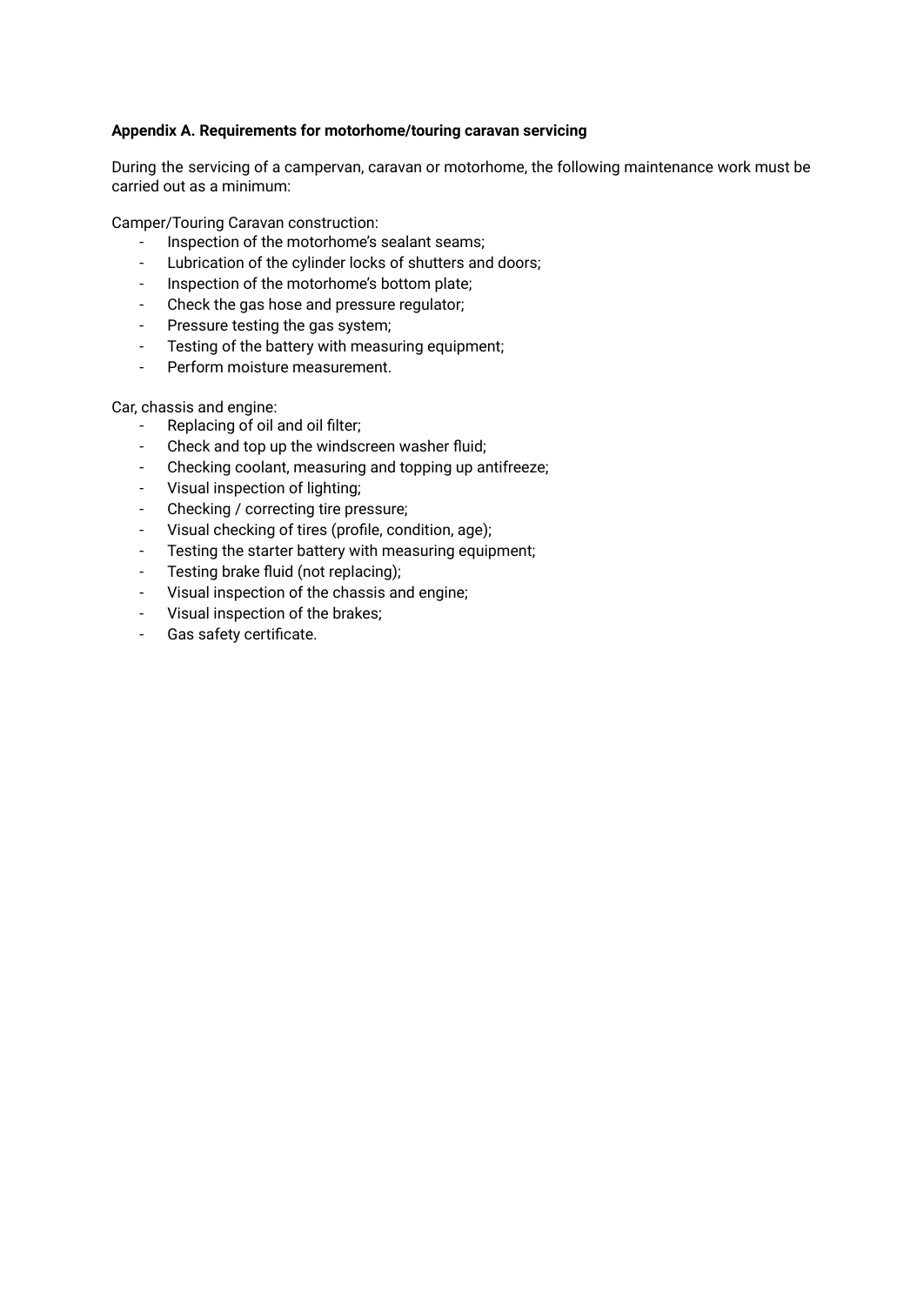**Appendix A. Requirements for motorhome/touring caravan servicing**

During the servicing of a campervan, caravan or motorhome, the following maintenance work must be carried out as a minimum:

Camper/Touring Caravan construction:

- Inspection of the motorhome's sealant seams;
- Lubrication of the cylinder locks of shutters and doors;
- Inspection of the motorhome's bottom plate;
- Check the gas hose and pressure regulator;
- Pressure testing the gas system;
- Testing of the battery with measuring equipment;
- Perform moisture measurement.

Car, chassis and engine:

- Replacing of oil and oil filter;
- Check and top up the windscreen washer fluid;
- Checking coolant, measuring and topping up antifreeze;
- Visual inspection of lighting;
- Checking / correcting tire pressure;
- Visual checking of tires (profile, condition, age);
- Testing the starter battery with measuring equipment;
- Testing brake fluid (not replacing);
- Visual inspection of the chassis and engine;
- Visual inspection of the brakes;
- Gas safety certificate.